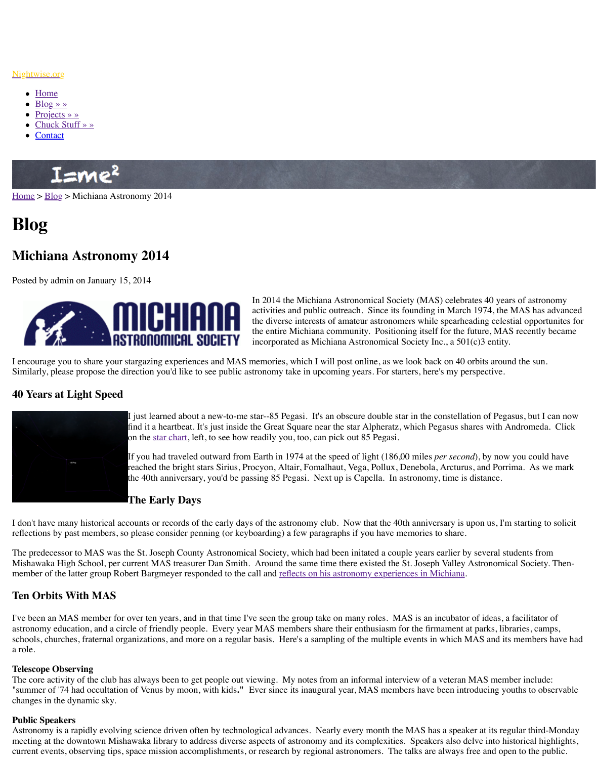Nightwise.org

- Home
- Blog » »
- Projects » »
- Chuck Stuff » »
- Contact

Home > Blog > Michiana Astronomy 2014

# Blog

## Michiana Astronomy 2014

Posted by admin on January 15, 2014

In 2014 the Michiana Astronomical Society (MAS) celebrates 40 years of astronomy activities and public outreach. Since its founding in March 1974, the MAS has advanced the diverse interests of amateur astronomers while spearheading celestial opportunites for the entire Michiana community. Positioning itself for the future, MAS recently became incorporated as Michiana Astronomical Society Inc., a 501(c)3 entity.

I encourage you to share your stargazing experiences and MAS memories, which I will post online, as we look back on 40 orbits around the sun. Similarly, please propose the direction you'd like to see public astronomy take in upcoming years. For starters, here's my perspective.

### 40 Years at Light Speed

I just learned about a new-to-me star--85 Pegasi. It's an obscure double star in the constellation of Pegasus, but I can now find it a heartbeat. It's just inside the Great Square near the star Alpheratz, which Pegasus shares with Andromeda. Click on the star chart, left, to see how readily you, too, can pick out 85 Pegasi.

If you had traveled outward from Earth in 1974 at the speed of light (186,00 miles *per second*), by now you could have reached the bright stars Sirius, Procyon, Altair, Fomalhaut, Vega, Pollux, Denebola, Arcturus, and Porrima. As we mark the 40th anniversary, you'd be passing 85 Pegasi. Next up is Capella. In astronomy, time is distance.

### The Early Days

I don't have many historical accounts or records of the early days of the astronomy club. Now that the 40th anniversary is upon us, I'm starting to solicit reflections by past members, so please consider penning (or keyboarding) a few paragraphs if you have memories to share.

The predecessor to MAS was the St. Joseph County Astronomical Society, which had been initated a couple years earlier by several students from Mishawaka High School, per current MAS treasurer Dan Smith. Around the same time there existed the St. Joseph Valley Astronomical Society. Then-member of the latter group Robert Bargmeyer responded to the call and reflects on his astronomy experiences in Michiana.

### Ten Orbits With MAS

I've been an MAS member for over ten years, and in that time I've seen the group take on many roles. MAS is an incubator of ideas, a facilitator of astronomy education, and a circle of friendly people. Every year MAS members share their enthusiasm for the firmament at parks, libraries, camps, schools, churches, fraternal organizations, and more on a regular basis. Here's a sampling of the multiple events in which MAS and its members have had a role.

**Telescope Observing**
The core activity of the club has always been to get people out viewing. My notes from an informal interview of a veteran MAS member include: "summer of '74 had occultation of Venus by moon, with kids**."** Ever since its inaugural year, MAS members have been introducing youths to observable changes in the dynamic sky.

**Public Speakers**
Astronomy is a rapidly evolving science driven often by technological advances. Nearly every month the MAS has a speaker at its regular third-Monday meeting at the downtown Mishawaka library to address diverse aspects of astronomy and its complexities. Speakers also delve into historical highlights, current events, observing tips, space mission accomplishments, or research by regional astronomers. The talks are always free and open to the public.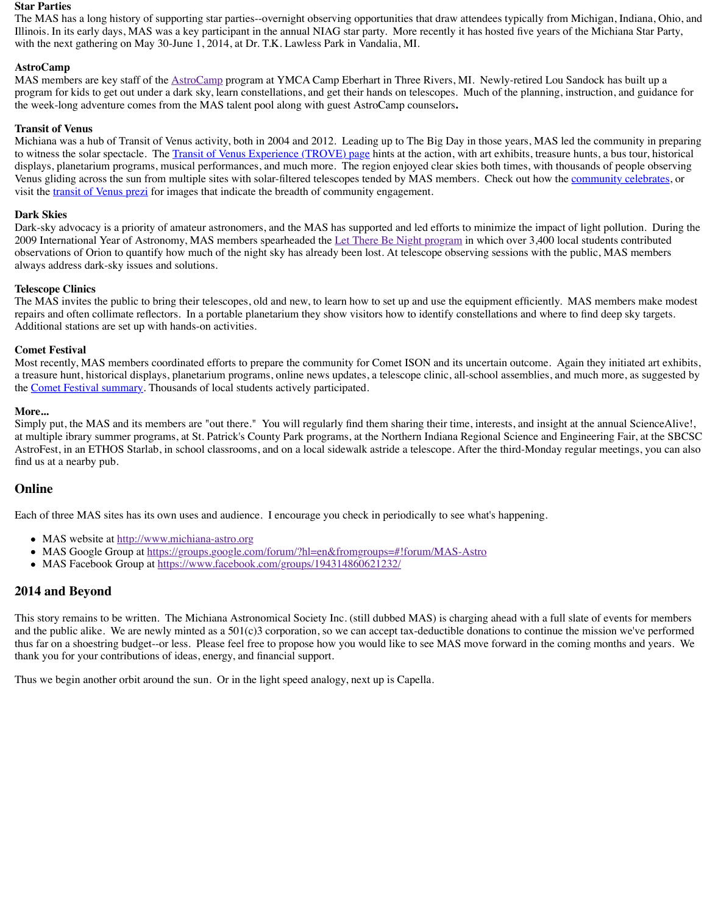**Star Parties**
The MAS has a long history of supporting star parties--overnight observing opportunities that draw attendees typically from Michigan, Indiana, Ohio, and Illinois. In its early days, MAS was a key participant in the annual NIAG star party. More recently it has hosted five years of the Michiana Star Party, with the next gathering on May 30-June 1, 2014, at Dr. T.K. Lawless Park in Vandalia, MI.

**AstroCamp**
MAS members are key staff of the AstroCamp program at YMCA Camp Eberhart in Three Rivers, MI. Newly-retired Lou Sandock has built up a program for kids to get out under a dark sky, learn constellations, and get their hands on telescopes. Much of the planning, instruction, and guidance for the week-long adventure comes from the MAS talent pool along with guest AstroCamp counselors**.**

**Transit of Venus**
Michiana was a hub of Transit of Venus activity, both in 2004 and 2012. Leading up to The Big Day in those years, MAS led the community in preparing to witness the solar spectacle. The Transit of Venus Experience (TROVE) page hints at the action, with art exhibits, treasure hunts, a bus tour, historical displays, planetarium programs, musical performances, and much more. The region enjoyed clear skies both times, with thousands of people observing Venus gliding across the sun from multiple sites with solar-filtered telescopes tended by MAS members. Check out how the community celebrates, or visit the transit of Venus prezi for images that indicate the breadth of community engagement.

**Dark Skies**
Dark-sky advocacy is a priority of amateur astronomers, and the MAS has supported and led efforts to minimize the impact of light pollution. During the 2009 International Year of Astronomy, MAS members spearheaded the Let There Be Night program in which over 3,400 local students contributed observations of Orion to quantify how much of the night sky has already been lost. At telescope observing sessions with the public, MAS members always address dark-sky issues and solutions.

**Telescope Clinics**
The MAS invites the public to bring their telescopes, old and new, to learn how to set up and use the equipment efficiently. MAS members make modest repairs and often collimate reflectors. In a portable planetarium they show visitors how to identify constellations and where to find deep sky targets. Additional stations are set up with hands-on activities.

**Comet Festival**
Most recently, MAS members coordinated efforts to prepare the community for Comet ISON and its uncertain outcome. Again they initiated art exhibits, a treasure hunt, historical displays, planetarium programs, online news updates, a telescope clinic, all-school assemblies, and much more, as suggested by the Comet Festival summary. Thousands of local students actively participated.

**More...**
Simply put, the MAS and its members are "out there." You will regularly find them sharing their time, interests, and insight at the annual ScienceAlive!, at multiple ibrary summer programs, at St. Patrick's County Park programs, at the Northern Indiana Regional Science and Engineering Fair, at the SBCSC AstroFest, in an ETHOS Starlab, in school classrooms, and on a local sidewalk astride a telescope. After the third-Monday regular meetings, you can also find us at a nearby pub.

## Online

Each of three MAS sites has its own uses and audience. I encourage you check in periodically to see what's happening.

- MAS website at http://www.michiana-astro.org
- MAS Google Group at https://groups.google.com/forum/?hl=en&fromgroups=#!forum/MAS-Astro
- MAS Facebook Group at https://www.facebook.com/groups/194314860621232/

## 2014 and Beyond

This story remains to be written. The Michiana Astronomical Society Inc. (still dubbed MAS) is charging ahead with a full slate of events for members and the public alike. We are newly minted as a 501(c)3 corporation, so we can accept tax-deductible donations to continue the mission we've performed thus far on a shoestring budget--or less. Please feel free to propose how you would like to see MAS move forward in the coming months and years. We thank you for your contributions of ideas, energy, and financial support.

Thus we begin another orbit around the sun. Or in the light speed analogy, next up is Capella.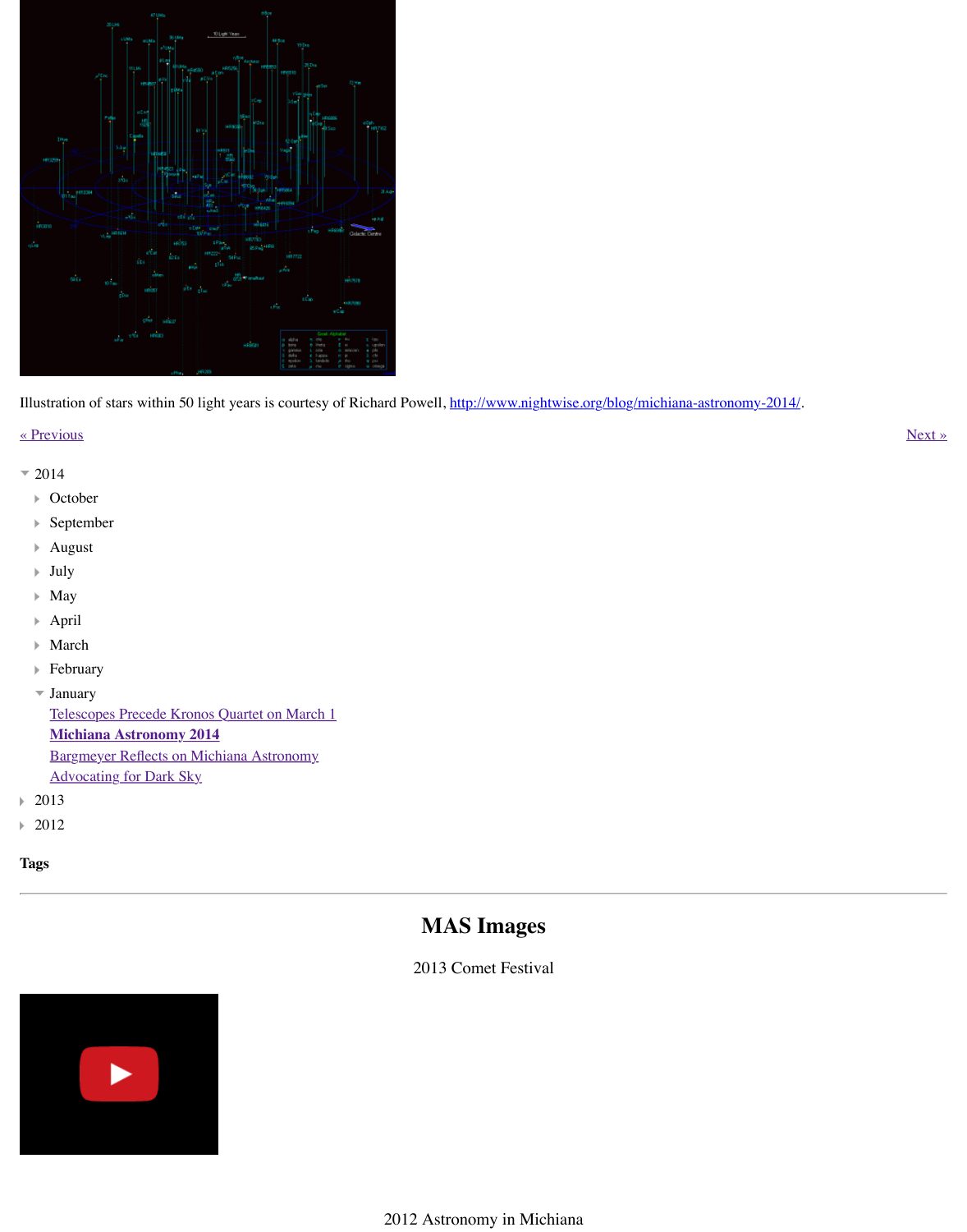Illustration of stars within 50 light years is courtesy of Richard Powell, http://www.nightwise.org/blog/michiana-astronomy-2014/.

« Previous

Next »

- 2014
  - October
  - September
  - August
  - July
  - May
  - April
  - March
  - February
  - January
    - Telescopes Precede Kronos Quartet on March 1
    - **Michiana Astronomy 2014**
    - Bargmeyer Reflects on Michiana Astronomy
    - Advocating for Dark Sky
- 2013
- 2012

**Tags**

---

## MAS Images

2013 Comet Festival

2012 Astronomy in Michiana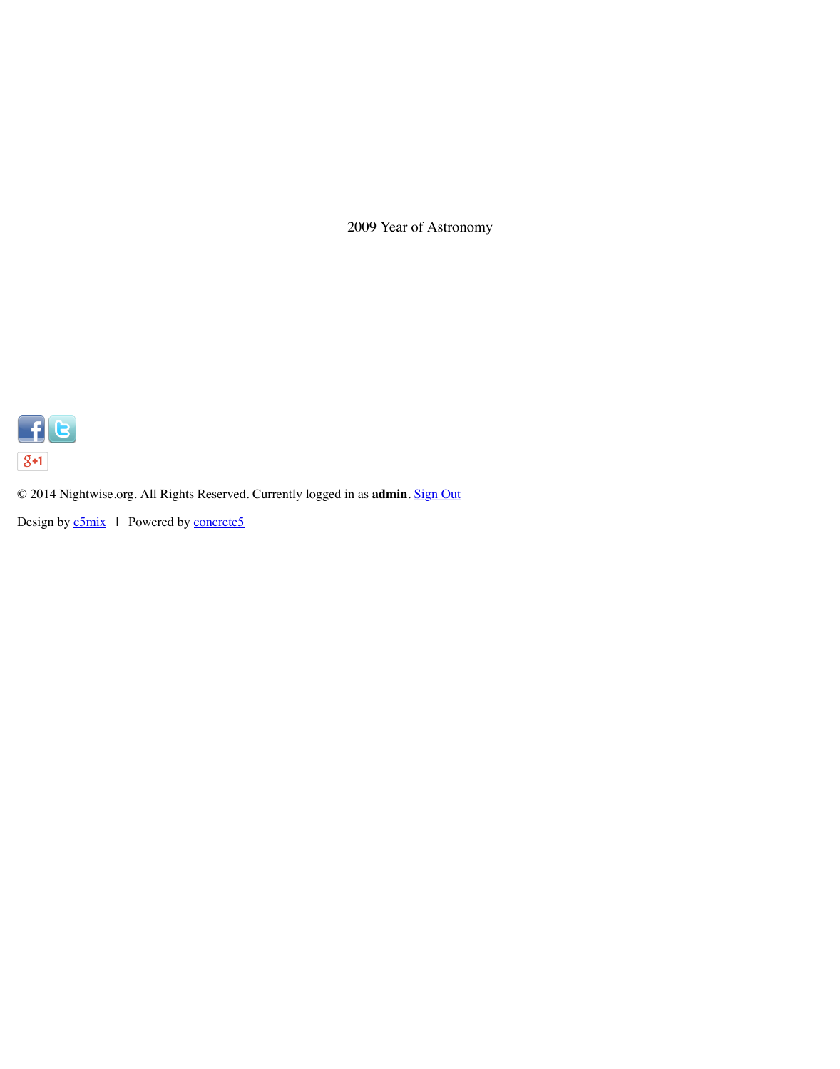2009 Year of Astronomy

© 2014 Nightwise.org. All Rights Reserved. Currently logged in as **admin**. Sign Out

Design by c5mix | Powered by concrete5